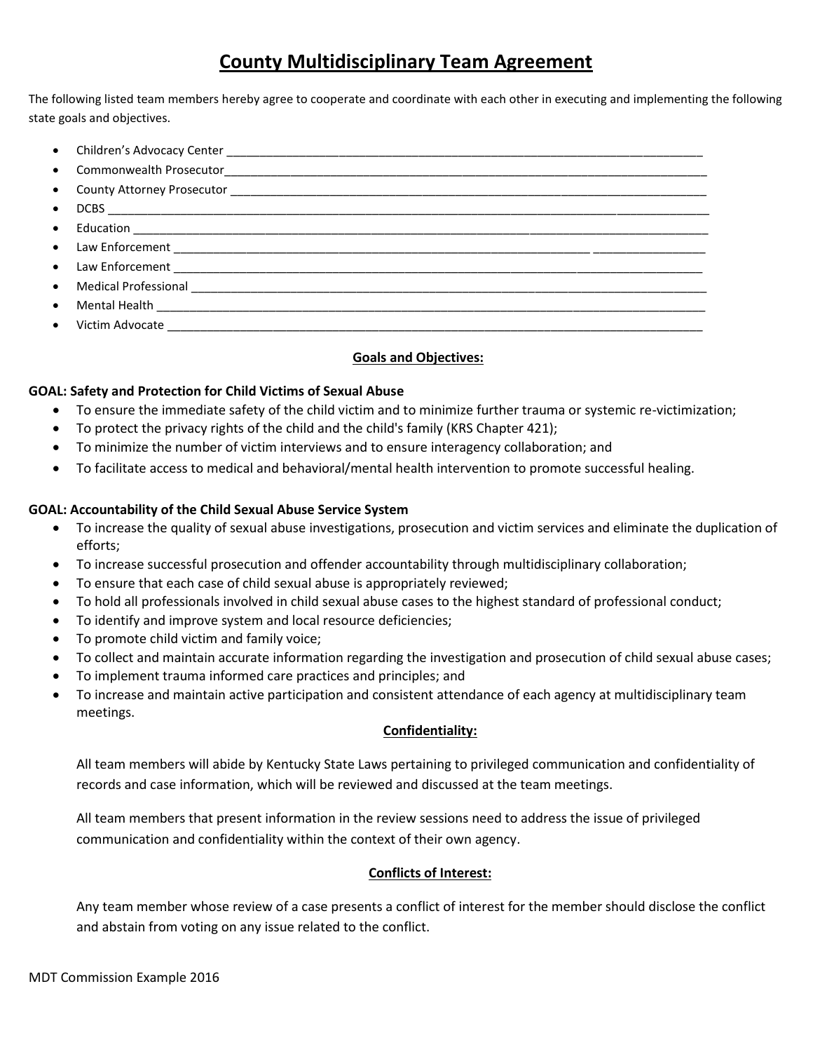# County Multidisciplinary Team Agreement

The following listed team members hereby agree to cooperate and coordinate with each other in executing and implementing the following state goals and objectives.

- Children's Advocacy Center ___________________________________________________________________________
- Commonwealth Prosecutor_____________________________________________________________________________
- County Attorney Prosecutor ___________________________________________________________________________
- DCBS _______________________________________________________________________________________________
- Education ___________________________________________________________________________________________
- Law Enforcement _________________________________________________________________ _________________
- Law Enforcement _____________________________________________________________________________________
- Medical Professional __________________________________________________________________________________
- Mental Health _______________________________________________________________________________________
- Victim Advocate ______________________________________________________________________________________

## Goals and Objectives:

**GOAL: Safety and Protection for Child Victims of Sexual Abuse**

- To ensure the immediate safety of the child victim and to minimize further trauma or systemic re-victimization;
- To protect the privacy rights of the child and the child's family (KRS Chapter 421);
- To minimize the number of victim interviews and to ensure interagency collaboration; and
- To facilitate access to medical and behavioral/mental health intervention to promote successful healing.

**GOAL: Accountability of the Child Sexual Abuse Service System**

- To increase the quality of sexual abuse investigations, prosecution and victim services and eliminate the duplication of efforts;
- To increase successful prosecution and offender accountability through multidisciplinary collaboration;
- To ensure that each case of child sexual abuse is appropriately reviewed;
- To hold all professionals involved in child sexual abuse cases to the highest standard of professional conduct;
- To identify and improve system and local resource deficiencies;
- To promote child victim and family voice;
- To collect and maintain accurate information regarding the investigation and prosecution of child sexual abuse cases;
- To implement trauma informed care practices and principles; and
- To increase and maintain active participation and consistent attendance of each agency at multidisciplinary team meetings.

## Confidentiality:

All team members will abide by Kentucky State Laws pertaining to privileged communication and confidentiality of records and case information, which will be reviewed and discussed at the team meetings.

All team members that present information in the review sessions need to address the issue of privileged communication and confidentiality within the context of their own agency.

## Conflicts of Interest:

Any team member whose review of a case presents a conflict of interest for the member should disclose the conflict and abstain from voting on any issue related to the conflict.

MDT Commission Example 2016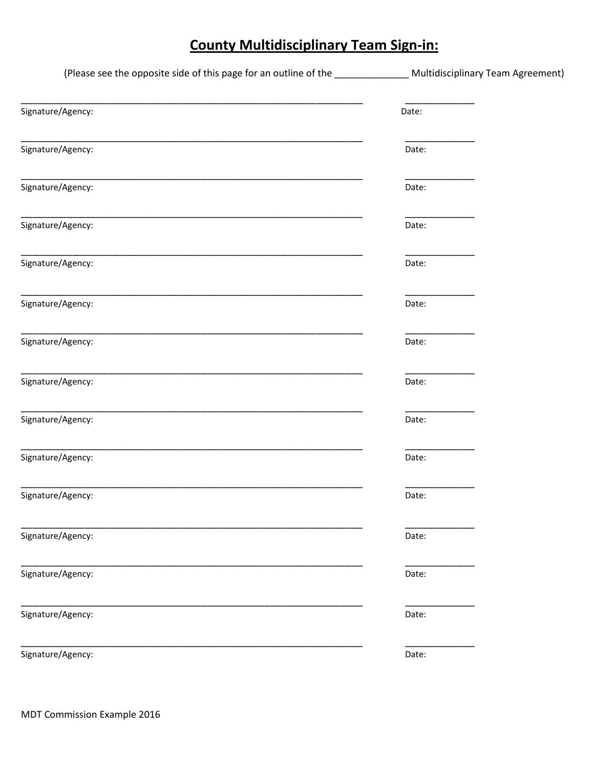# County Multidisciplinary Team Sign-in:

(Please see the opposite side of this page for an outline of the ______________ Multidisciplinary Team Agreement)

______________________________________________________________________ ______________
Signature/Agency: Date:

______________________________________________________________________ ______________
Signature/Agency: Date:

______________________________________________________________________ ______________
Signature/Agency: Date:

______________________________________________________________________ ______________
Signature/Agency: Date:

______________________________________________________________________ ______________
Signature/Agency: Date:

______________________________________________________________________ ______________
Signature/Agency: Date:

______________________________________________________________________ ______________
Signature/Agency: Date:

______________________________________________________________________ ______________
Signature/Agency: Date:

______________________________________________________________________ ______________
Signature/Agency: Date:

______________________________________________________________________ ______________
Signature/Agency: Date:

______________________________________________________________________ ______________
Signature/Agency: Date:

______________________________________________________________________ ______________
Signature/Agency: Date:

______________________________________________________________________ ______________
Signature/Agency: Date:

______________________________________________________________________ ______________
Signature/Agency: Date:

______________________________________________________________________ ______________
Signature/Agency: Date:

MDT Commission Example 2016